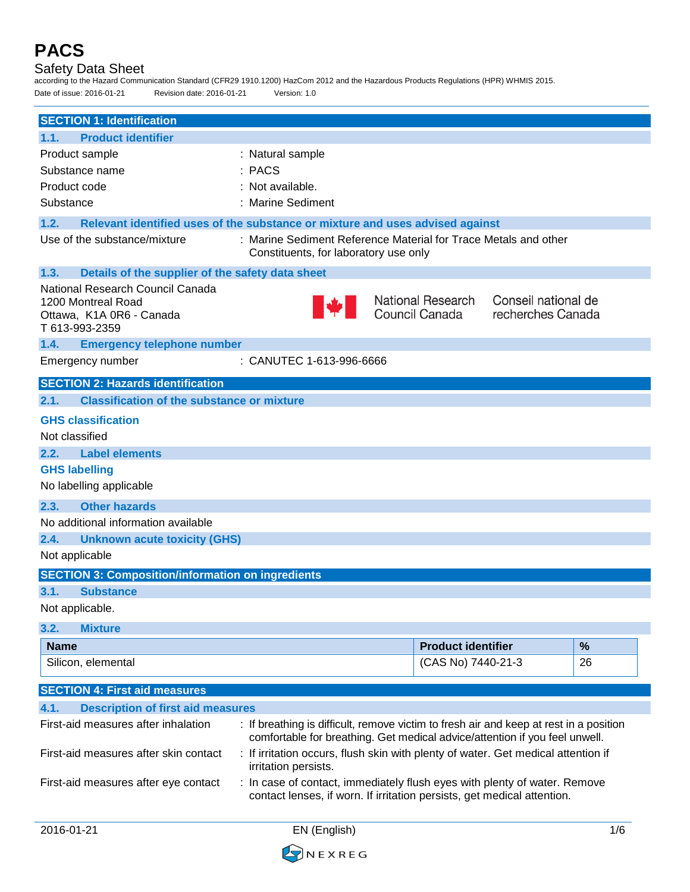# PACS

Safety Data Sheet

according to the Hazard Communication Standard (CFR29 1910.1200) HazCom 2012 and the Hazardous Products Regulations (HPR) WHMIS 2015.

Date of issue: 2016-01-21 Revision date: 2016-01-21 Version: 1.0

## SECTION 1: Identification

### 1.1. Product identifier

Product sample : Natural sample

Substance name : PACS

Product code : Not available.

Substance : Marine Sediment

### 1.2. Relevant identified uses of the substance or mixture and uses advised against

Use of the substance/mixture : Marine Sediment Reference Material for Trace Metals and other Constituents, for laboratory use only

### 1.3. Details of the supplier of the safety data sheet

National Research Council Canada
1200 Montreal Road
Ottawa, K1A 0R6 - Canada
T 613-993-2359

National Research Council Canada — Conseil national de recherches Canada

### 1.4. Emergency telephone number

Emergency number : CANUTEC 1-613-996-6666

## SECTION 2: Hazards identification

### 2.1. Classification of the substance or mixture

**GHS classification**

Not classified

### 2.2. Label elements

**GHS labelling**

No labelling applicable

### 2.3. Other hazards

No additional information available

### 2.4. Unknown acute toxicity (GHS)

Not applicable

## SECTION 3: Composition/information on ingredients

### 3.1. Substance

Not applicable.

### 3.2. Mixture

| Name | Product identifier | % |
|---|---|---|
| Silicon, elemental | (CAS No) 7440-21-3 | 26 |

## SECTION 4: First aid measures

### 4.1. Description of first aid measures

First-aid measures after inhalation : If breathing is difficult, remove victim to fresh air and keep at rest in a position comfortable for breathing. Get medical advice/attention if you feel unwell.

First-aid measures after skin contact : If irritation occurs, flush skin with plenty of water. Get medical attention if irritation persists.

First-aid measures after eye contact : In case of contact, immediately flush eyes with plenty of water. Remove contact lenses, if worn. If irritation persists, get medical attention.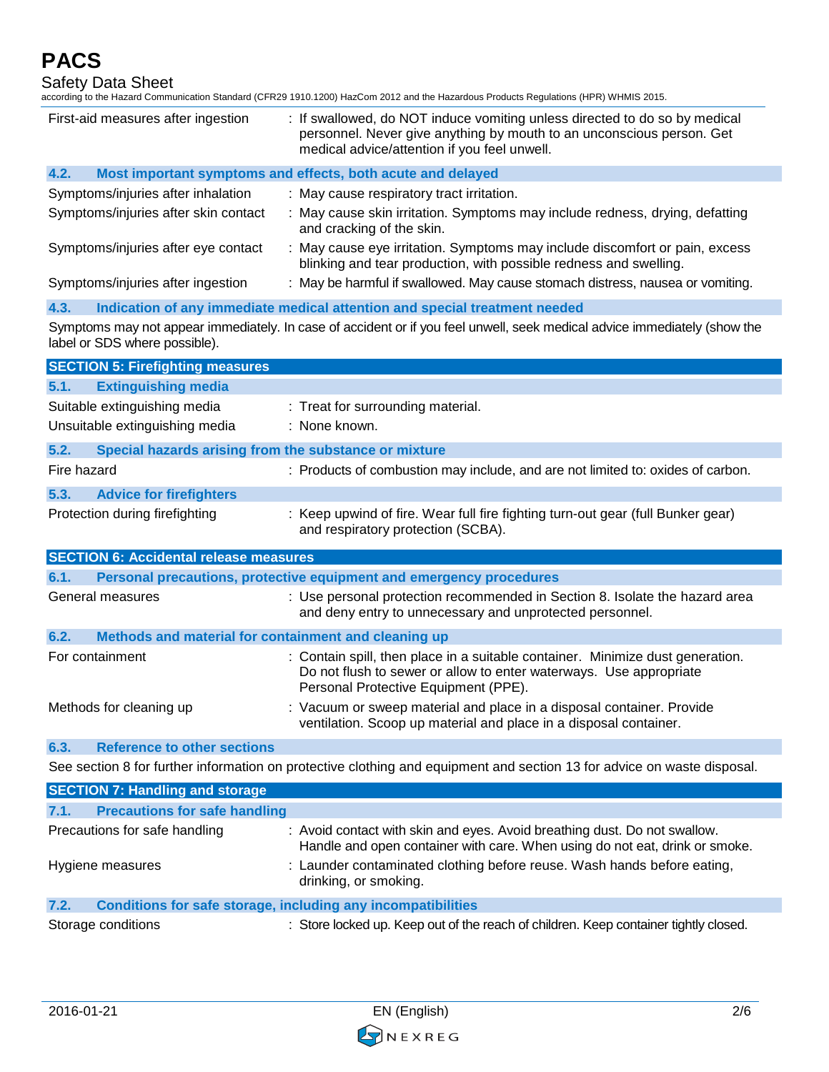| | |
|---|---|
| First-aid measures after ingestion | : If swallowed, do NOT induce vomiting unless directed to do so by medical personnel. Never give anything by mouth to an unconscious person. Get medical advice/attention if you feel unwell. |

### 4.2. Most important symptoms and effects, both acute and delayed

| | |
|---|---|
| Symptoms/injuries after inhalation | : May cause respiratory tract irritation. |
| Symptoms/injuries after skin contact | : May cause skin irritation. Symptoms may include redness, drying, defatting and cracking of the skin. |
| Symptoms/injuries after eye contact | : May cause eye irritation. Symptoms may include discomfort or pain, excess blinking and tear production, with possible redness and swelling. |
| Symptoms/injuries after ingestion | : May be harmful if swallowed. May cause stomach distress, nausea or vomiting. |

### 4.3. Indication of any immediate medical attention and special treatment needed

Symptoms may not appear immediately. In case of accident or if you feel unwell, seek medical advice immediately (show the label or SDS where possible).

## SECTION 5: Firefighting measures

### 5.1. Extinguishing media

| | |
|---|---|
| Suitable extinguishing media | : Treat for surrounding material. |
| Unsuitable extinguishing media | : None known. |

### 5.2. Special hazards arising from the substance or mixture

| | |
|---|---|
| Fire hazard | : Products of combustion may include, and are not limited to: oxides of carbon. |

### 5.3. Advice for firefighters

| | |
|---|---|
| Protection during firefighting | : Keep upwind of fire. Wear full fire fighting turn-out gear (full Bunker gear) and respiratory protection (SCBA). |

## SECTION 6: Accidental release measures

### 6.1. Personal precautions, protective equipment and emergency procedures

| | |
|---|---|
| General measures | : Use personal protection recommended in Section 8. Isolate the hazard area and deny entry to unnecessary and unprotected personnel. |

### 6.2. Methods and material for containment and cleaning up

| | |
|---|---|
| For containment | : Contain spill, then place in a suitable container. Minimize dust generation. Do not flush to sewer or allow to enter waterways. Use appropriate Personal Protective Equipment (PPE). |
| Methods for cleaning up | : Vacuum or sweep material and place in a disposal container. Provide ventilation. Scoop up material and place in a disposal container. |

### 6.3. Reference to other sections

See section 8 for further information on protective clothing and equipment and section 13 for advice on waste disposal.

## SECTION 7: Handling and storage

### 7.1. Precautions for safe handling

| | |
|---|---|
| Precautions for safe handling | : Avoid contact with skin and eyes. Avoid breathing dust. Do not swallow. Handle and open container with care. When using do not eat, drink or smoke. |
| Hygiene measures | : Launder contaminated clothing before reuse. Wash hands before eating, drinking, or smoking. |

### 7.2. Conditions for safe storage, including any incompatibilities

| | |
|---|---|
| Storage conditions | : Store locked up. Keep out of the reach of children. Keep container tightly closed. |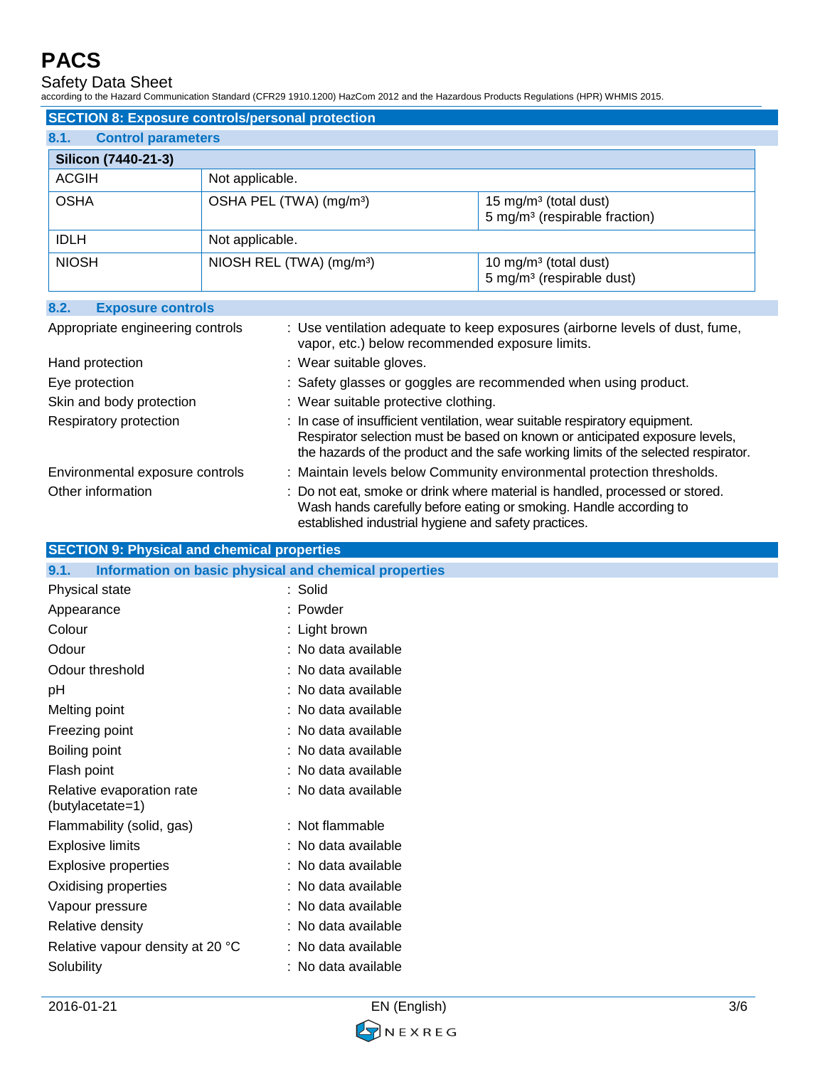## SECTION 8: Exposure controls/personal protection

### 8.1. Control parameters

| Silicon (7440-21-3) | | |
|---|---|---|
| ACGIH | Not applicable. | |
| OSHA | OSHA PEL (TWA) (mg/m³) | 15 mg/m³ (total dust)<br>5 mg/m³ (respirable fraction) |
| IDLH | Not applicable. | |
| NIOSH | NIOSH REL (TWA) (mg/m³) | 10 mg/m³ (total dust)<br>5 mg/m³ (respirable dust) |

### 8.2. Exposure controls

Appropriate engineering controls : Use ventilation adequate to keep exposures (airborne levels of dust, fume, vapor, etc.) below recommended exposure limits.

Hand protection : Wear suitable gloves.

Eye protection : Safety glasses or goggles are recommended when using product.

Skin and body protection : Wear suitable protective clothing.

Respiratory protection : In case of insufficient ventilation, wear suitable respiratory equipment. Respirator selection must be based on known or anticipated exposure levels, the hazards of the product and the safe working limits of the selected respirator.

Environmental exposure controls : Maintain levels below Community environmental protection thresholds.

Other information : Do not eat, smoke or drink where material is handled, processed or stored. Wash hands carefully before eating or smoking. Handle according to established industrial hygiene and safety practices.

## SECTION 9: Physical and chemical properties

### 9.1. Information on basic physical and chemical properties

Physical state : Solid

Appearance : Powder

Colour : Light brown

Odour : No data available

Odour threshold : No data available

pH : No data available

Melting point : No data available

Freezing point : No data available

Boiling point : No data available

Flash point : No data available

Relative evaporation rate (butylacetate=1) : No data available

Flammability (solid, gas) : Not flammable

Explosive limits : No data available

Explosive properties : No data available

Oxidising properties : No data available

Vapour pressure : No data available

Relative density : No data available

Relative vapour density at 20 °C : No data available

Solubility : No data available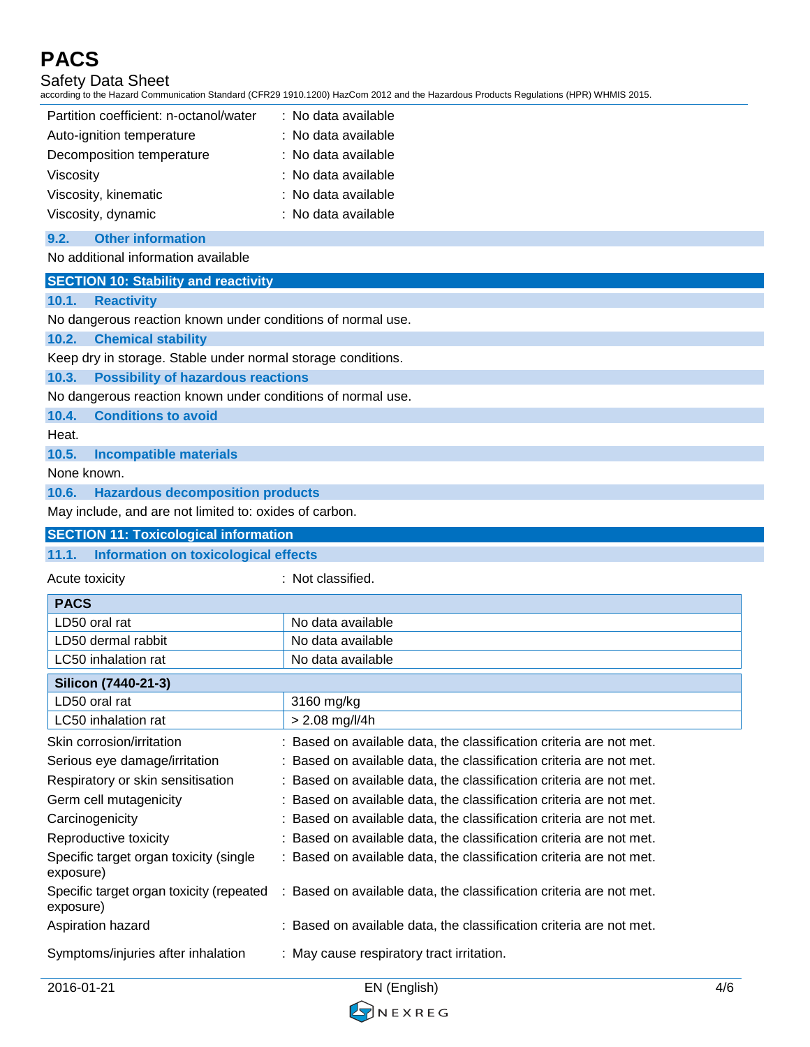| | |
|---|---|
| Partition coefficient: n-octanol/water | : No data available |
| Auto-ignition temperature | : No data available |
| Decomposition temperature | : No data available |
| Viscosity | : No data available |
| Viscosity, kinematic | : No data available |
| Viscosity, dynamic | : No data available |

### 9.2. Other information

No additional information available

## SECTION 10: Stability and reactivity

### 10.1. Reactivity

No dangerous reaction known under conditions of normal use.

### 10.2. Chemical stability

Keep dry in storage. Stable under normal storage conditions.

### 10.3. Possibility of hazardous reactions

No dangerous reaction known under conditions of normal use.

### 10.4. Conditions to avoid

Heat.

### 10.5. Incompatible materials

None known.

### 10.6. Hazardous decomposition products

May include, and are not limited to: oxides of carbon.

## SECTION 11: Toxicological information

### 11.1. Information on toxicological effects

Acute toxicity : Not classified.

| **PACS** | |
|---|---|
| LD50 oral rat | No data available |
| LD50 dermal rabbit | No data available |
| LC50 inhalation rat | No data available |

| **Silicon (7440-21-3)** | |
|---|---|
| LD50 oral rat | 3160 mg/kg |
| LC50 inhalation rat | > 2.08 mg/l/4h |

| | |
|---|---|
| Skin corrosion/irritation | : Based on available data, the classification criteria are not met. |
| Serious eye damage/irritation | : Based on available data, the classification criteria are not met. |
| Respiratory or skin sensitisation | : Based on available data, the classification criteria are not met. |
| Germ cell mutagenicity | : Based on available data, the classification criteria are not met. |
| Carcinogenicity | : Based on available data, the classification criteria are not met. |
| Reproductive toxicity | : Based on available data, the classification criteria are not met. |
| Specific target organ toxicity (single exposure) | : Based on available data, the classification criteria are not met. |
| Specific target organ toxicity (repeated exposure) | : Based on available data, the classification criteria are not met. |
| Aspiration hazard | : Based on available data, the classification criteria are not met. |
| Symptoms/injuries after inhalation | : May cause respiratory tract irritation. |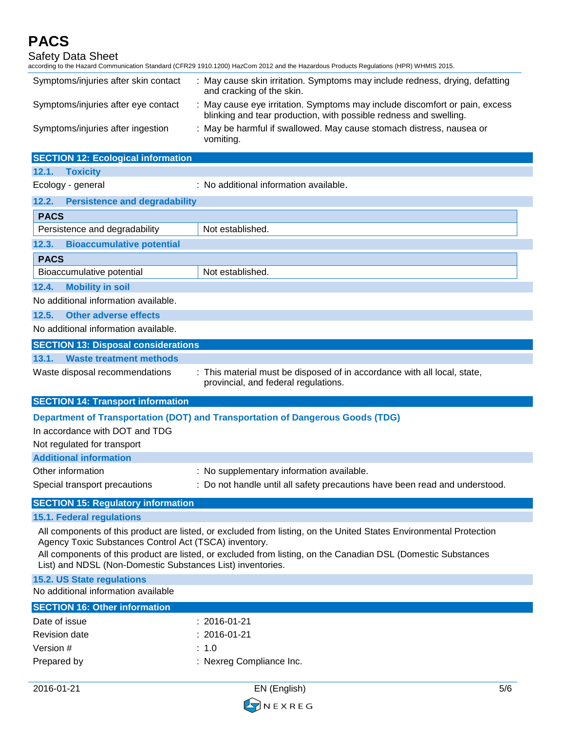| | |
|---|---|
| Symptoms/injuries after skin contact | : May cause skin irritation. Symptoms may include redness, drying, defatting and cracking of the skin. |
| Symptoms/injuries after eye contact | : May cause eye irritation. Symptoms may include discomfort or pain, excess blinking and tear production, with possible redness and swelling. |
| Symptoms/injuries after ingestion | : May be harmful if swallowed. May cause stomach distress, nausea or vomiting. |

## SECTION 12: Ecological information

### 12.1. Toxicity

Ecology - general : No additional information available.

### 12.2. Persistence and degradability

| PACS | |
|---|---|
| Persistence and degradability | Not established. |

### 12.3. Bioaccumulative potential

| PACS | |
|---|---|
| Bioaccumulative potential | Not established. |

### 12.4. Mobility in soil

No additional information available.

### 12.5. Other adverse effects

No additional information available.

## SECTION 13: Disposal considerations

### 13.1. Waste treatment methods

Waste disposal recommendations : This material must be disposed of in accordance with all local, state, provincial, and federal regulations.

## SECTION 14: Transport information

### Department of Transportation (DOT) and Transportation of Dangerous Goods (TDG)

In accordance with DOT and TDG

Not regulated for transport

### Additional information

| | |
|---|---|
| Other information | : No supplementary information available. |
| Special transport precautions | : Do not handle until all safety precautions have been read and understood. |

## SECTION 15: Regulatory information

### 15.1. Federal regulations

All components of this product are listed, or excluded from listing, on the United States Environmental Protection Agency Toxic Substances Control Act (TSCA) inventory.

All components of this product are listed, or excluded from listing, on the Canadian DSL (Domestic Substances List) and NDSL (Non-Domestic Substances List) inventories.

### 15.2. US State regulations

No additional information available

## SECTION 16: Other information

| | |
|---|---|
| Date of issue | : 2016-01-21 |
| Revision date | : 2016-01-21 |
| Version # | : 1.0 |
| Prepared by | : Nexreg Compliance Inc. |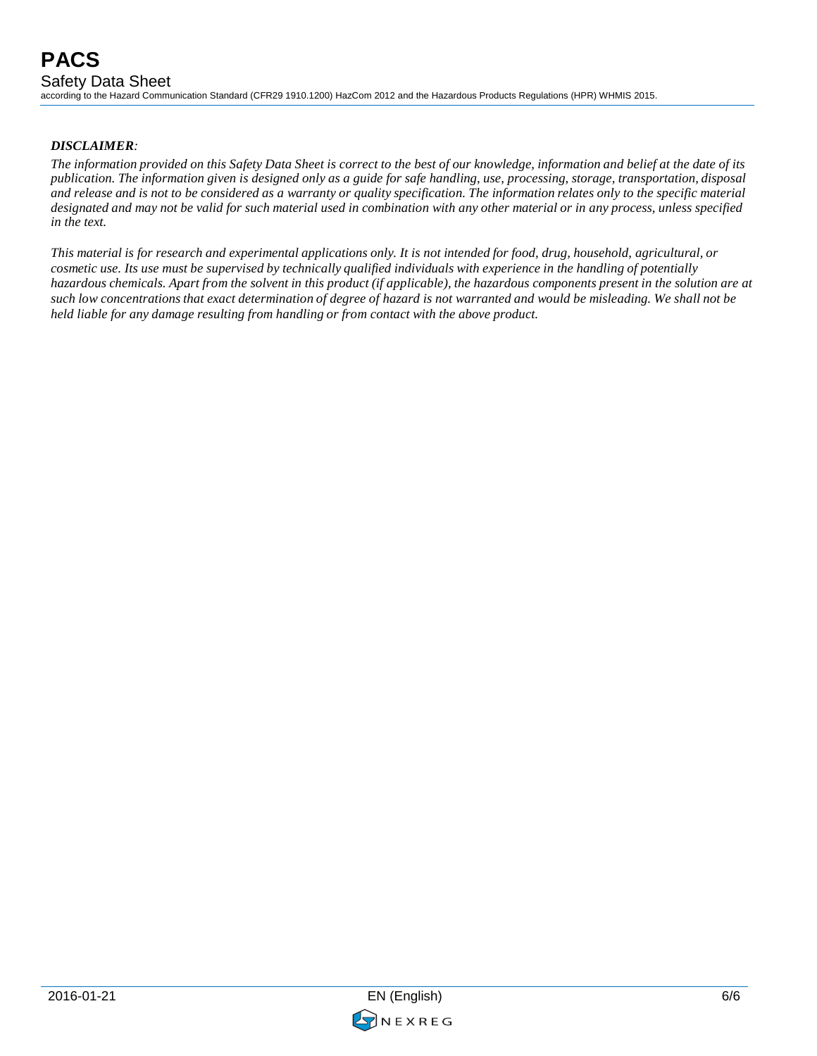***DISCLAIMER**:*

*The information provided on this Safety Data Sheet is correct to the best of our knowledge, information and belief at the date of its publication. The information given is designed only as a guide for safe handling, use, processing, storage, transportation, disposal and release and is not to be considered as a warranty or quality specification. The information relates only to the specific material designated and may not be valid for such material used in combination with any other material or in any process, unless specified in the text.*

*This material is for research and experimental applications only. It is not intended for food, drug, household, agricultural, or cosmetic use. Its use must be supervised by technically qualified individuals with experience in the handling of potentially hazardous chemicals. Apart from the solvent in this product (if applicable), the hazardous components present in the solution are at such low concentrations that exact determination of degree of hazard is not warranted and would be misleading. We shall not be held liable for any damage resulting from handling or from contact with the above product.*